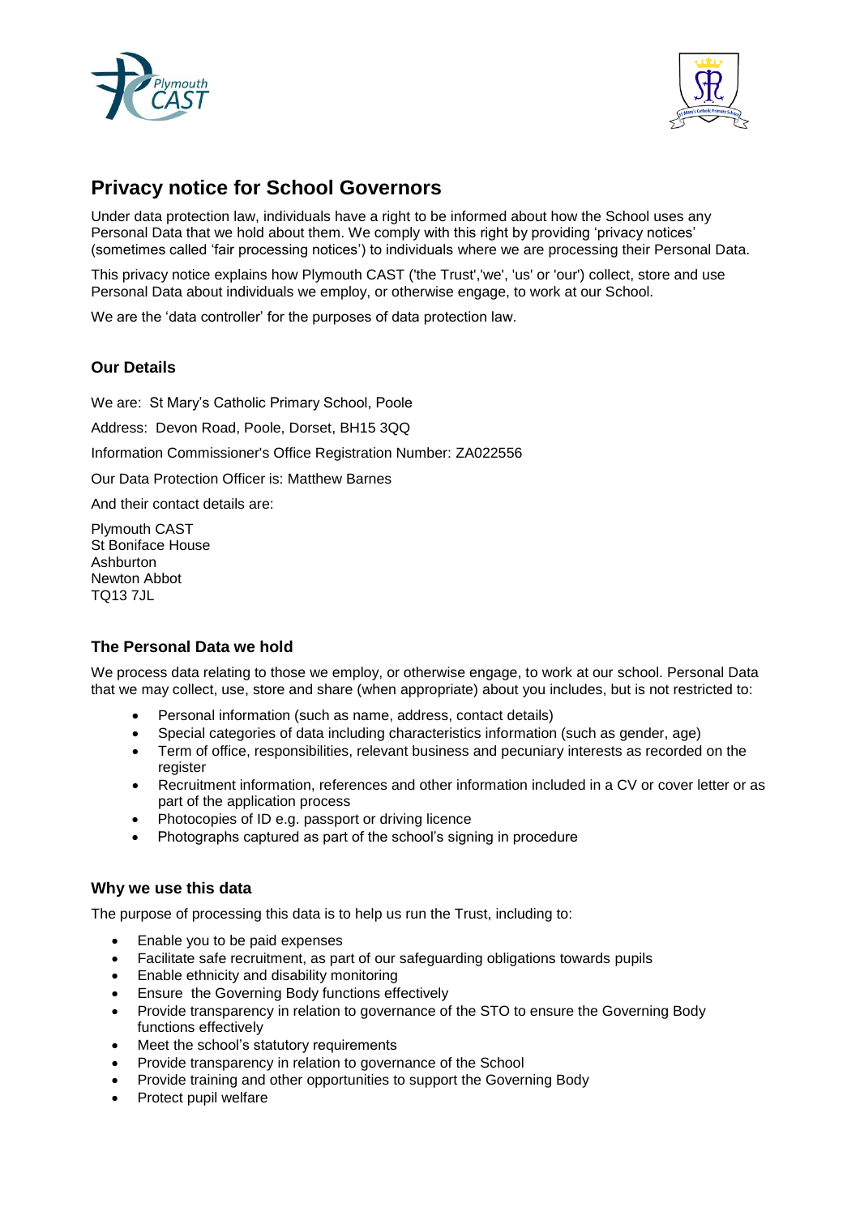# Privacy notice for School Governors

Under data protection law, individuals have a right to be informed about how the School uses any Personal Data that we hold about them. We comply with this right by providing 'privacy notices' (sometimes called 'fair processing notices') to individuals where we are processing their Personal Data.

This privacy notice explains how Plymouth CAST ('the Trust','we', 'us' or 'our') collect, store and use Personal Data about individuals we employ, or otherwise engage, to work at our School.

We are the 'data controller' for the purposes of data protection law.

### Our Details

We are: St Mary's Catholic Primary School, Poole

Address: Devon Road, Poole, Dorset, BH15 3QQ

Information Commissioner's Office Registration Number: ZA022556

Our Data Protection Officer is: Matthew Barnes

And their contact details are:

Plymouth CAST
St Boniface House
Ashburton
Newton Abbot
TQ13 7JL

### The Personal Data we hold

We process data relating to those we employ, or otherwise engage, to work at our school. Personal Data that we may collect, use, store and share (when appropriate) about you includes, but is not restricted to:

- Personal information (such as name, address, contact details)
- Special categories of data including characteristics information (such as gender, age)
- Term of office, responsibilities, relevant business and pecuniary interests as recorded on the register
- Recruitment information, references and other information included in a CV or cover letter or as part of the application process
- Photocopies of ID e.g. passport or driving licence
- Photographs captured as part of the school's signing in procedure

### Why we use this data

The purpose of processing this data is to help us run the Trust, including to:

- Enable you to be paid expenses
- Facilitate safe recruitment, as part of our safeguarding obligations towards pupils
- Enable ethnicity and disability monitoring
- Ensure the Governing Body functions effectively
- Provide transparency in relation to governance of the STO to ensure the Governing Body functions effectively
- Meet the school's statutory requirements
- Provide transparency in relation to governance of the School
- Provide training and other opportunities to support the Governing Body
- Protect pupil welfare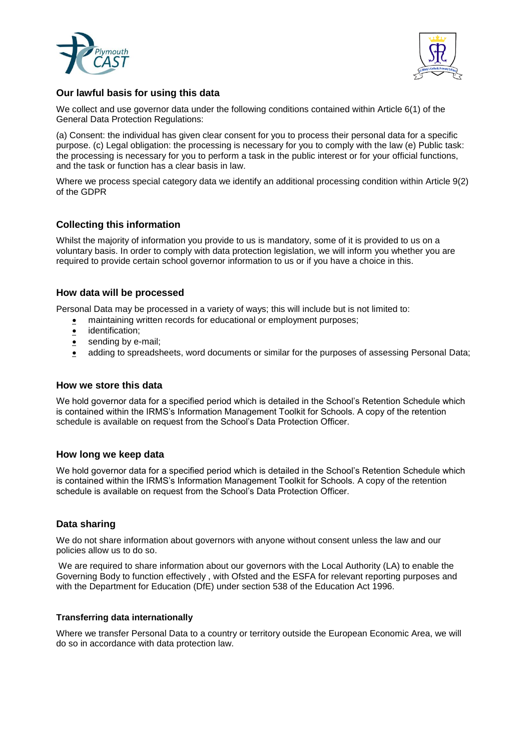## Our lawful basis for using this data

We collect and use governor data under the following conditions contained within Article 6(1) of the General Data Protection Regulations:

(a) Consent: the individual has given clear consent for you to process their personal data for a specific purpose. (c) Legal obligation: the processing is necessary for you to comply with the law (e) Public task: the processing is necessary for you to perform a task in the public interest or for your official functions, and the task or function has a clear basis in law.

Where we process special category data we identify an additional processing condition within Article 9(2) of the GDPR

## Collecting this information

Whilst the majority of information you provide to us is mandatory, some of it is provided to us on a voluntary basis. In order to comply with data protection legislation, we will inform you whether you are required to provide certain school governor information to us or if you have a choice in this.

## How data will be processed

Personal Data may be processed in a variety of ways; this will include but is not limited to:

- maintaining written records for educational or employment purposes;
- identification;
- sending by e-mail;
- adding to spreadsheets, word documents or similar for the purposes of assessing Personal Data;

## How we store this data

We hold governor data for a specified period which is detailed in the School's Retention Schedule which is contained within the IRMS's Information Management Toolkit for Schools. A copy of the retention schedule is available on request from the School's Data Protection Officer.

## How long we keep data

We hold governor data for a specified period which is detailed in the School's Retention Schedule which is contained within the IRMS's Information Management Toolkit for Schools. A copy of the retention schedule is available on request from the School's Data Protection Officer.

## Data sharing

We do not share information about governors with anyone without consent unless the law and our policies allow us to do so.

We are required to share information about our governors with the Local Authority (LA) to enable the Governing Body to function effectively , with Ofsted and the ESFA for relevant reporting purposes and with the Department for Education (DfE) under section 538 of the Education Act 1996.

### Transferring data internationally

Where we transfer Personal Data to a country or territory outside the European Economic Area, we will do so in accordance with data protection law.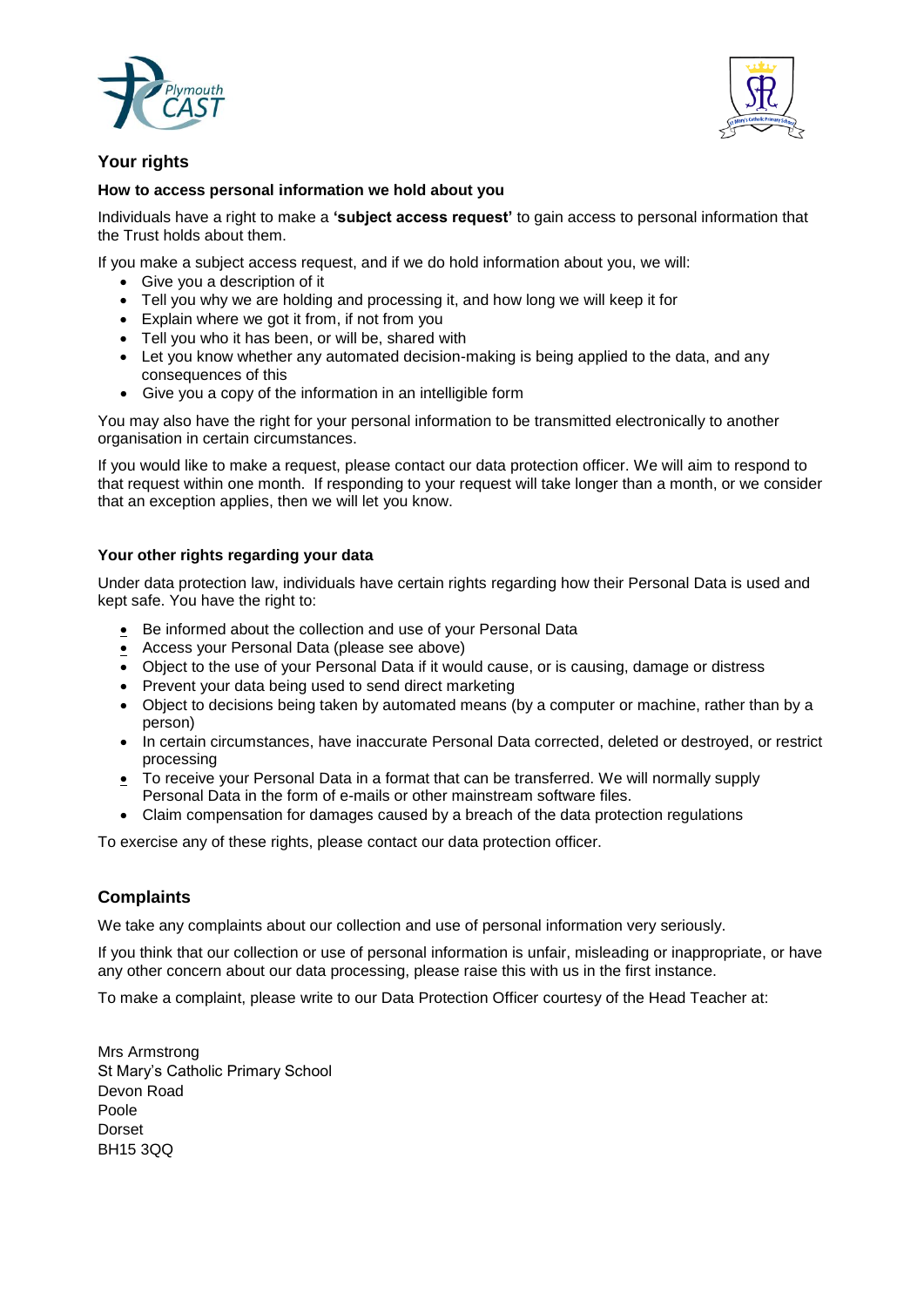## Your rights

### How to access personal information we hold about you

Individuals have a right to make a **'subject access request'** to gain access to personal information that the Trust holds about them.

If you make a subject access request, and if we do hold information about you, we will:

- Give you a description of it
- Tell you why we are holding and processing it, and how long we will keep it for
- Explain where we got it from, if not from you
- Tell you who it has been, or will be, shared with
- Let you know whether any automated decision-making is being applied to the data, and any consequences of this
- Give you a copy of the information in an intelligible form

You may also have the right for your personal information to be transmitted electronically to another organisation in certain circumstances.

If you would like to make a request, please contact our data protection officer. We will aim to respond to that request within one month. If responding to your request will take longer than a month, or we consider that an exception applies, then we will let you know.

### Your other rights regarding your data

Under data protection law, individuals have certain rights regarding how their Personal Data is used and kept safe. You have the right to:

- Be informed about the collection and use of your Personal Data
- Access your Personal Data (please see above)
- Object to the use of your Personal Data if it would cause, or is causing, damage or distress
- Prevent your data being used to send direct marketing
- Object to decisions being taken by automated means (by a computer or machine, rather than by a person)
- In certain circumstances, have inaccurate Personal Data corrected, deleted or destroyed, or restrict processing
- To receive your Personal Data in a format that can be transferred. We will normally supply Personal Data in the form of e-mails or other mainstream software files.
- Claim compensation for damages caused by a breach of the data protection regulations

To exercise any of these rights, please contact our data protection officer.

## Complaints

We take any complaints about our collection and use of personal information very seriously.

If you think that our collection or use of personal information is unfair, misleading or inappropriate, or have any other concern about our data processing, please raise this with us in the first instance.

To make a complaint, please write to our Data Protection Officer courtesy of the Head Teacher at:

Mrs Armstrong
St Mary's Catholic Primary School
Devon Road
Poole
Dorset
BH15 3QQ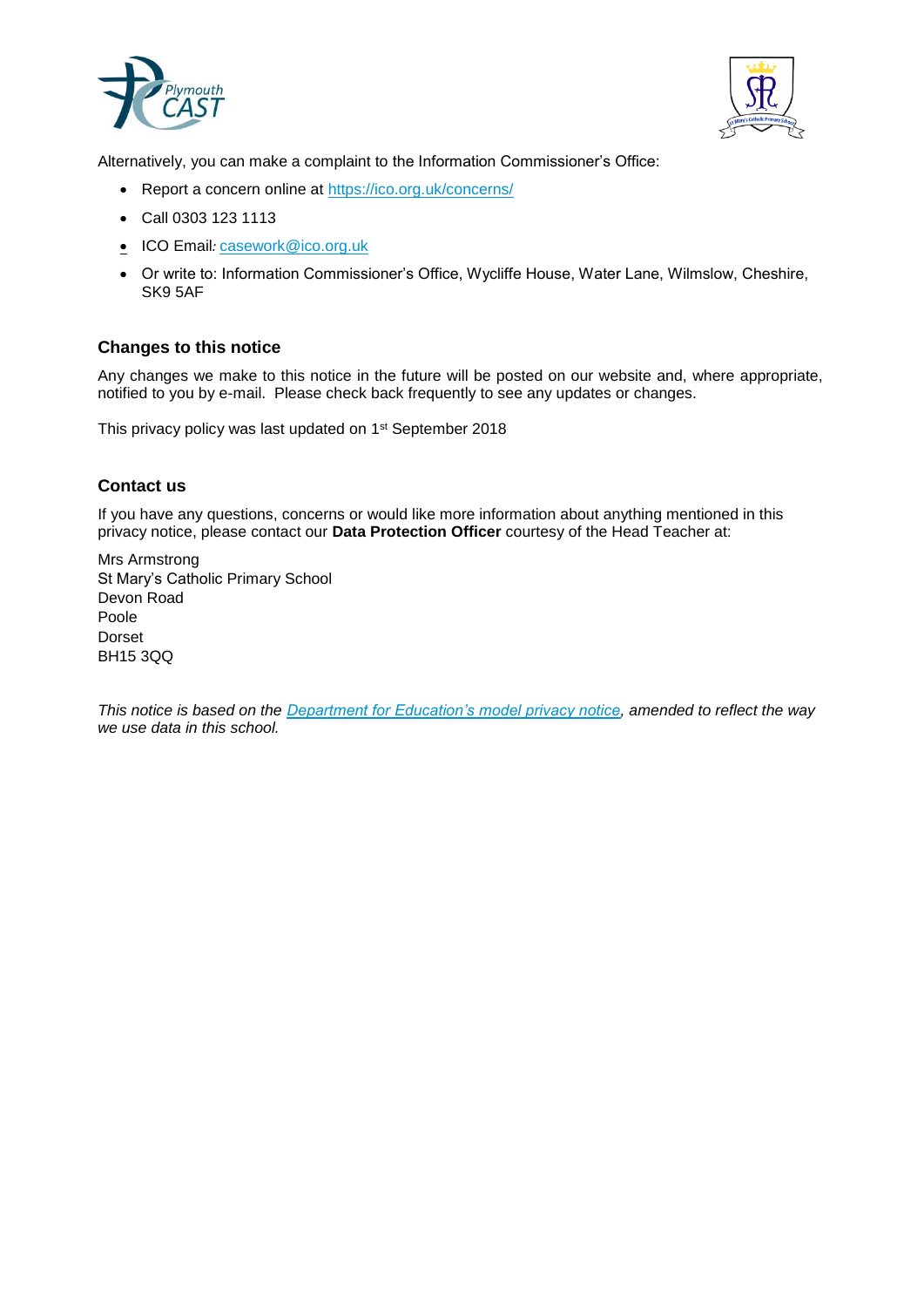Alternatively, you can make a complaint to the Information Commissioner's Office:

- Report a concern online at https://ico.org.uk/concerns/
- Call 0303 123 1113
- ICO Email*:* casework@ico.org.uk
- Or write to: Information Commissioner's Office, Wycliffe House, Water Lane, Wilmslow, Cheshire, SK9 5AF

### Changes to this notice

Any changes we make to this notice in the future will be posted on our website and, where appropriate, notified to you by e-mail. Please check back frequently to see any updates or changes.

This privacy policy was last updated on 1st September 2018

### Contact us

If you have any questions, concerns or would like more information about anything mentioned in this privacy notice, please contact our **Data Protection Officer** courtesy of the Head Teacher at:

Mrs Armstrong
St Mary's Catholic Primary School
Devon Road
Poole
Dorset
BH15 3QQ

*This notice is based on the Department for Education's model privacy notice, amended to reflect the way we use data in this school.*